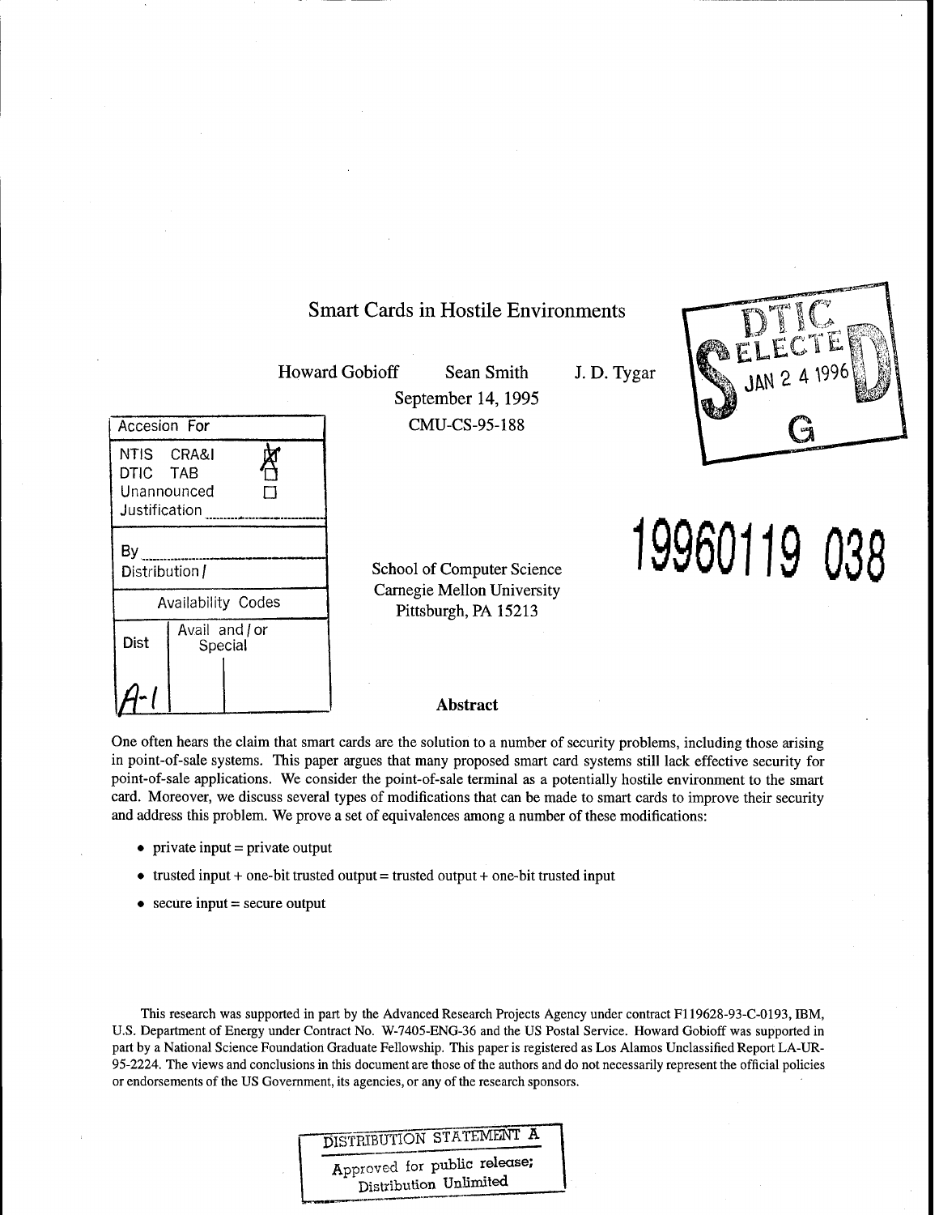# Smart Cards in Hostile Environments

Howard Gobioff Sean Smith J. D. Tygar

September 14, 1995

CMU-CS-95-188

| Accesion For | |
|---|---|
| NTIS CRA&I | ☒ |
| DTIC TAB | ☐ |
| Unannounced | ☐ |
| Justification | |
| By | |
| Distribution / | |
| Availability Codes | |
| Dist | Avail and / or Special |
| A-1 | |

DTIC ELECTE JAN 2 4 1996 S G D

19960119 038

School of Computer Science
Carnegie Mellon University
Pittsburgh, PA 15213

## Abstract

One often hears the claim that smart cards are the solution to a number of security problems, including those arising in point-of-sale systems. This paper argues that many proposed smart card systems still lack effective security for point-of-sale applications. We consider the point-of-sale terminal as a potentially hostile environment to the smart card. Moreover, we discuss several types of modifications that can be made to smart cards to improve their security and address this problem. We prove a set of equivalences among a number of these modifications:

- private input = private output
- trusted input + one-bit trusted output = trusted output + one-bit trusted input
- secure input = secure output

This research was supported in part by the Advanced Research Projects Agency under contract F119628-93-C-0193, IBM, U.S. Department of Energy under Contract No. W-7405-ENG-36 and the US Postal Service. Howard Gobioff was supported in part by a National Science Foundation Graduate Fellowship. This paper is registered as Los Alamos Unclassified Report LA-UR-95-2224. The views and conclusions in this document are those of the authors and do not necessarily represent the official policies or endorsements of the US Government, its agencies, or any of the research sponsors.

DISTRIBUTION STATEMENT A

Approved for public release;
Distribution Unlimited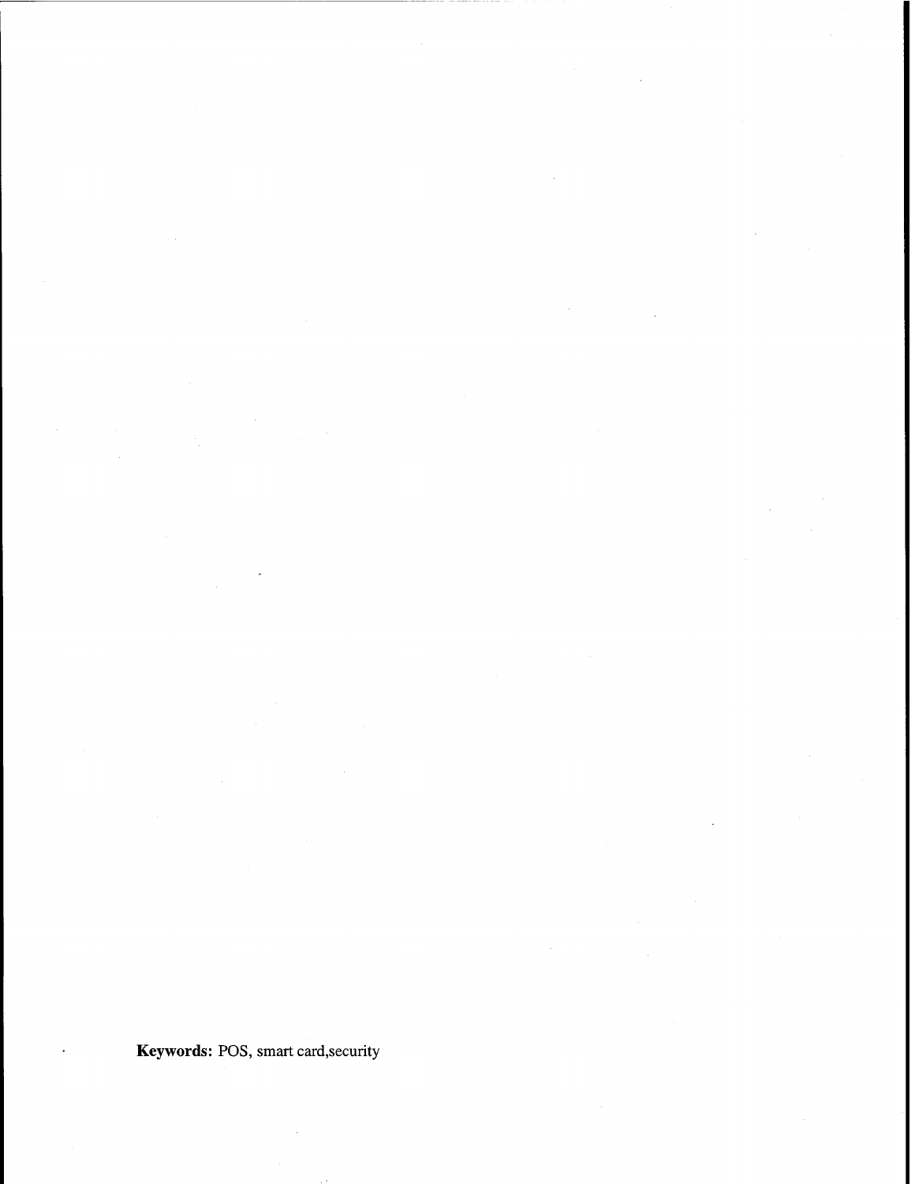**Keywords:** POS, smart card,security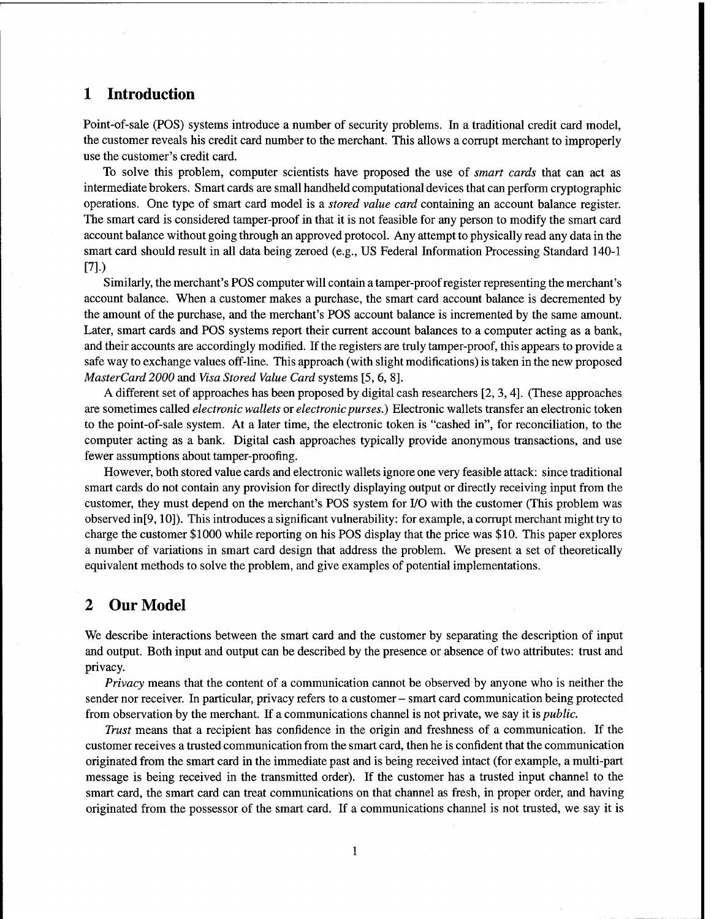# 1 Introduction

Point-of-sale (POS) systems introduce a number of security problems. In a traditional credit card model, the customer reveals his credit card number to the merchant. This allows a corrupt merchant to improperly use the customer's credit card.

To solve this problem, computer scientists have proposed the use of *smart cards* that can act as intermediate brokers. Smart cards are small handheld computational devices that can perform cryptographic operations. One type of smart card model is a *stored value card* containing an account balance register. The smart card is considered tamper-proof in that it is not feasible for any person to modify the smart card account balance without going through an approved protocol. Any attempt to physically read any data in the smart card should result in all data being zeroed (e.g., US Federal Information Processing Standard 140-1 [7].)

Similarly, the merchant's POS computer will contain a tamper-proof register representing the merchant's account balance. When a customer makes a purchase, the smart card account balance is decremented by the amount of the purchase, and the merchant's POS account balance is incremented by the same amount. Later, smart cards and POS systems report their current account balances to a computer acting as a bank, and their accounts are accordingly modified. If the registers are truly tamper-proof, this appears to provide a safe way to exchange values off-line. This approach (with slight modifications) is taken in the new proposed *MasterCard 2000* and *Visa Stored Value Card* systems [5, 6, 8].

A different set of approaches has been proposed by digital cash researchers [2, 3, 4]. (These approaches are sometimes called *electronic wallets* or *electronic purses*.) Electronic wallets transfer an electronic token to the point-of-sale system. At a later time, the electronic token is "cashed in", for reconciliation, to the computer acting as a bank. Digital cash approaches typically provide anonymous transactions, and use fewer assumptions about tamper-proofing.

However, both stored value cards and electronic wallets ignore one very feasible attack: since traditional smart cards do not contain any provision for directly displaying output or directly receiving input from the customer, they must depend on the merchant's POS system for I/O with the customer (This problem was observed in[9, 10]). This introduces a significant vulnerability: for example, a corrupt merchant might try to charge the customer $1000 while reporting on his POS display that the price was $10. This paper explores a number of variations in smart card design that address the problem. We present a set of theoretically equivalent methods to solve the problem, and give examples of potential implementations.

# 2 Our Model

We describe interactions between the smart card and the customer by separating the description of input and output. Both input and output can be described by the presence or absence of two attributes: trust and privacy.

*Privacy* means that the content of a communication cannot be observed by anyone who is neither the sender nor receiver. In particular, privacy refers to a customer – smart card communication being protected from observation by the merchant. If a communications channel is not private, we say it is *public.*

*Trust* means that a recipient has confidence in the origin and freshness of a communication. If the customer receives a trusted communication from the smart card, then he is confident that the communication originated from the smart card in the immediate past and is being received intact (for example, a multi-part message is being received in the transmitted order). If the customer has a trusted input channel to the smart card, the smart card can treat communications on that channel as fresh, in proper order, and having originated from the possessor of the smart card. If a communications channel is not trusted, we say it is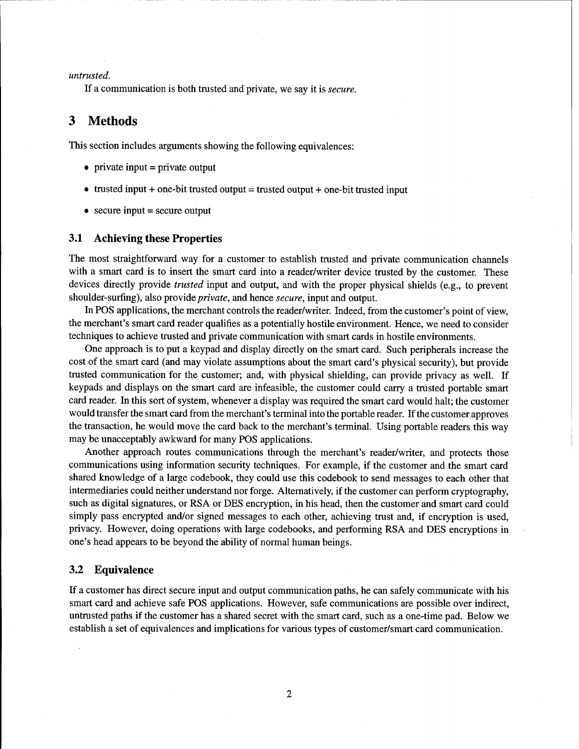*untrusted.*

If a communication is both trusted and private, we say it is *secure.*

# 3 Methods

This section includes arguments showing the following equivalences:

- private input = private output
- trusted input + one-bit trusted output = trusted output + one-bit trusted input
- secure input = secure output

## 3.1 Achieving these Properties

The most straightforward way for a customer to establish trusted and private communication channels with a smart card is to insert the smart card into a reader/writer device trusted by the customer. These devices directly provide *trusted* input and output, and with the proper physical shields (e.g., to prevent shoulder-surfing), also provide *private*, and hence *secure*, input and output.

In POS applications, the merchant controls the reader/writer. Indeed, from the customer's point of view, the merchant's smart card reader qualifies as a potentially hostile environment. Hence, we need to consider techniques to achieve trusted and private communication with smart cards in hostile environments.

One approach is to put a keypad and display directly on the smart card. Such peripherals increase the cost of the smart card (and may violate assumptions about the smart card's physical security), but provide trusted communication for the customer; and, with physical shielding, can provide privacy as well. If keypads and displays on the smart card are infeasible, the customer could carry a trusted portable smart card reader. In this sort of system, whenever a display was required the smart card would halt; the customer would transfer the smart card from the merchant's terminal into the portable reader. If the customer approves the transaction, he would move the card back to the merchant's terminal. Using portable readers this way may be unacceptably awkward for many POS applications.

Another approach routes communications through the merchant's reader/writer, and protects those communications using information security techniques. For example, if the customer and the smart card shared knowledge of a large codebook, they could use this codebook to send messages to each other that intermediaries could neither understand nor forge. Alternatively, if the customer can perform cryptography, such as digital signatures, or RSA or DES encryption, in his head, then the customer and smart card could simply pass encrypted and/or signed messages to each other, achieving trust and, if encryption is used, privacy. However, doing operations with large codebooks, and performing RSA and DES encryptions in one's head appears to be beyond the ability of normal human beings.

## 3.2 Equivalence

If a customer has direct secure input and output communication paths, he can safely communicate with his smart card and achieve safe POS applications. However, safe communications are possible over indirect, untrusted paths if the customer has a shared secret with the smart card, such as a one-time pad. Below we establish a set of equivalences and implications for various types of customer/smart card communication.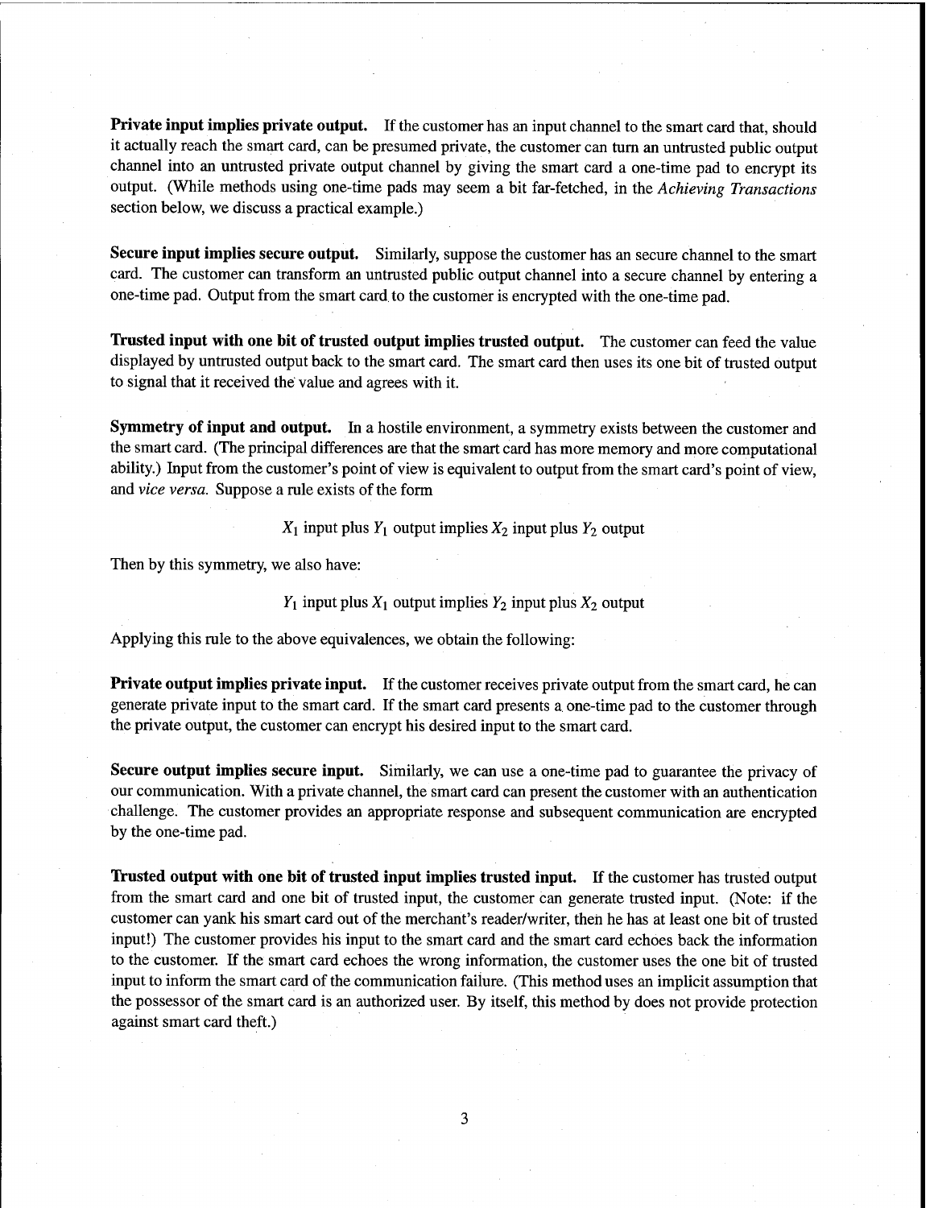**Private input implies private output.** If the customer has an input channel to the smart card that, should it actually reach the smart card, can be presumed private, the customer can turn an untrusted public output channel into an untrusted private output channel by giving the smart card a one-time pad to encrypt its output. (While methods using one-time pads may seem a bit far-fetched, in the *Achieving Transactions* section below, we discuss a practical example.)

**Secure input implies secure output.** Similarly, suppose the customer has an secure channel to the smart card. The customer can transform an untrusted public output channel into a secure channel by entering a one-time pad. Output from the smart card to the customer is encrypted with the one-time pad.

**Trusted input with one bit of trusted output implies trusted output.** The customer can feed the value displayed by untrusted output back to the smart card. The smart card then uses its one bit of trusted output to signal that it received the value and agrees with it.

**Symmetry of input and output.** In a hostile environment, a symmetry exists between the customer and the smart card. (The principal differences are that the smart card has more memory and more computational ability.) Input from the customer's point of view is equivalent to output from the smart card's point of view, and *vice versa*. Suppose a rule exists of the form

$$X_1 \text{ input plus } Y_1 \text{ output implies } X_2 \text{ input plus } Y_2 \text{ output}$$

Then by this symmetry, we also have:

$$Y_1 \text{ input plus } X_1 \text{ output implies } Y_2 \text{ input plus } X_2 \text{ output}$$

Applying this rule to the above equivalences, we obtain the following:

**Private output implies private input.** If the customer receives private output from the smart card, he can generate private input to the smart card. If the smart card presents a one-time pad to the customer through the private output, the customer can encrypt his desired input to the smart card.

**Secure output implies secure input.** Similarly, we can use a one-time pad to guarantee the privacy of our communication. With a private channel, the smart card can present the customer with an authentication challenge. The customer provides an appropriate response and subsequent communication are encrypted by the one-time pad.

**Trusted output with one bit of trusted input implies trusted input.** If the customer has trusted output from the smart card and one bit of trusted input, the customer can generate trusted input. (Note: if the customer can yank his smart card out of the merchant's reader/writer, then he has at least one bit of trusted input!) The customer provides his input to the smart card and the smart card echoes back the information to the customer. If the smart card echoes the wrong information, the customer uses the one bit of trusted input to inform the smart card of the communication failure. (This method uses an implicit assumption that the possessor of the smart card is an authorized user. By itself, this method by does not provide protection against smart card theft.)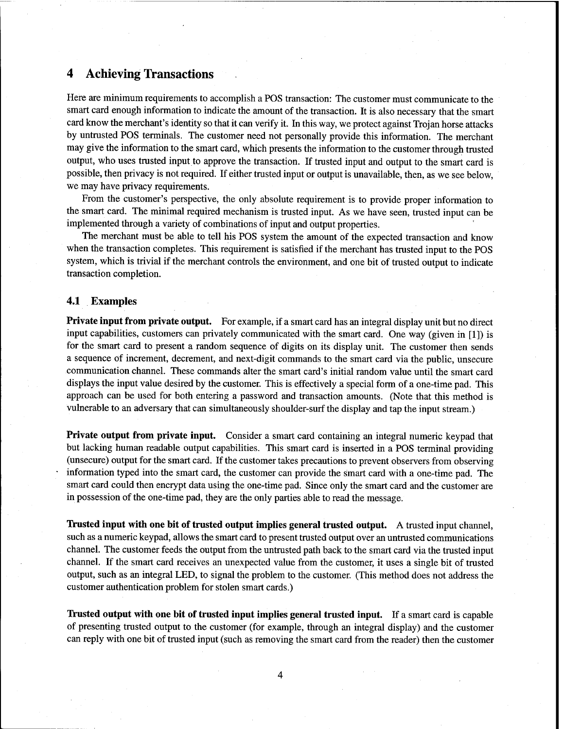## 4 Achieving Transactions

Here are minimum requirements to accomplish a POS transaction: The customer must communicate to the smart card enough information to indicate the amount of the transaction. It is also necessary that the smart card know the merchant's identity so that it can verify it. In this way, we protect against Trojan horse attacks by untrusted POS terminals. The customer need not personally provide this information. The merchant may give the information to the smart card, which presents the information to the customer through trusted output, who uses trusted input to approve the transaction. If trusted input and output to the smart card is possible, then privacy is not required. If either trusted input or output is unavailable, then, as we see below, we may have privacy requirements.

From the customer's perspective, the only absolute requirement is to provide proper information to the smart card. The minimal required mechanism is trusted input. As we have seen, trusted input can be implemented through a variety of combinations of input and output properties.

The merchant must be able to tell his POS system the amount of the expected transaction and know when the transaction completes. This requirement is satisfied if the merchant has trusted input to the POS system, which is trivial if the merchant controls the environment, and one bit of trusted output to indicate transaction completion.

### 4.1 Examples

**Private input from private output.** For example, if a smart card has an integral display unit but no direct input capabilities, customers can privately communicated with the smart card. One way (given in [1]) is for the smart card to present a random sequence of digits on its display unit. The customer then sends a sequence of increment, decrement, and next-digit commands to the smart card via the public, unsecure communication channel. These commands alter the smart card's initial random value until the smart card displays the input value desired by the customer. This is effectively a special form of a one-time pad. This approach can be used for both entering a password and transaction amounts. (Note that this method is vulnerable to an adversary that can simultaneously shoulder-surf the display and tap the input stream.)

**Private output from private input.** Consider a smart card containing an integral numeric keypad that but lacking human readable output capabilities. This smart card is inserted in a POS terminal providing (unsecure) output for the smart card. If the customer takes precautions to prevent observers from observing information typed into the smart card, the customer can provide the smart card with a one-time pad. The smart card could then encrypt data using the one-time pad. Since only the smart card and the customer are in possession of the one-time pad, they are the only parties able to read the message.

**Trusted input with one bit of trusted output implies general trusted output.** A trusted input channel, such as a numeric keypad, allows the smart card to present trusted output over an untrusted communications channel. The customer feeds the output from the untrusted path back to the smart card via the trusted input channel. If the smart card receives an unexpected value from the customer, it uses a single bit of trusted output, such as an integral LED, to signal the problem to the customer. (This method does not address the customer authentication problem for stolen smart cards.)

**Trusted output with one bit of trusted input implies general trusted input.** If a smart card is capable of presenting trusted output to the customer (for example, through an integral display) and the customer can reply with one bit of trusted input (such as removing the smart card from the reader) then the customer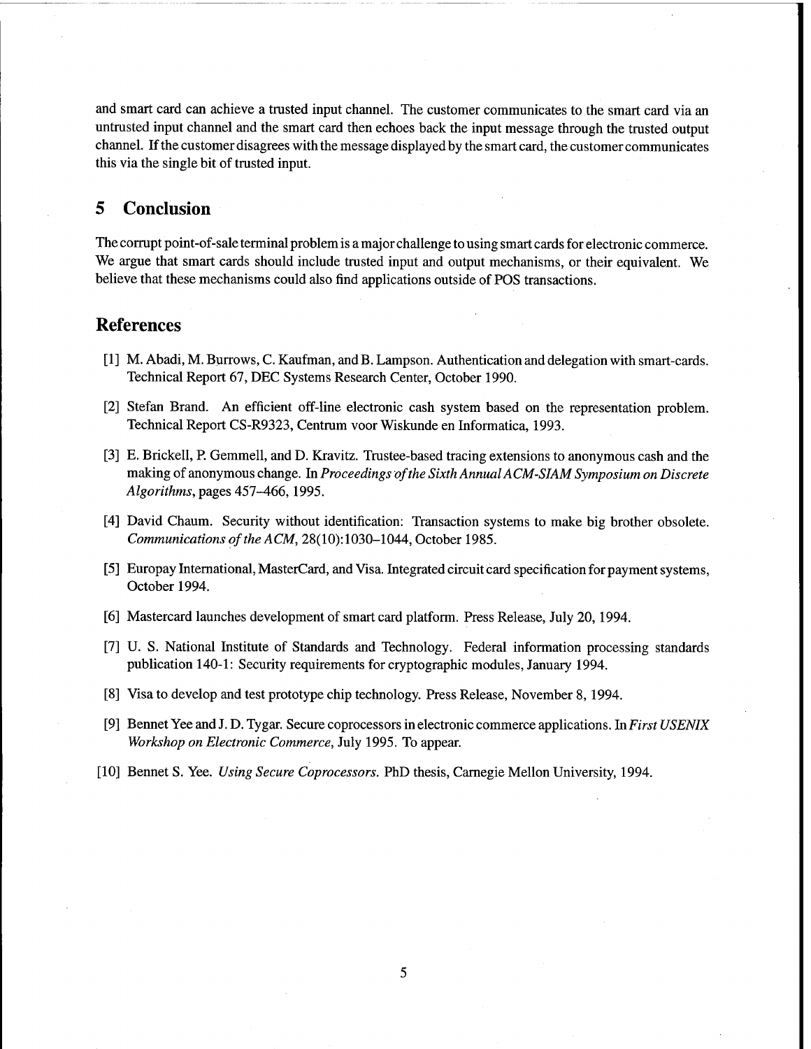and smart card can achieve a trusted input channel. The customer communicates to the smart card via an untrusted input channel and the smart card then echoes back the input message through the trusted output channel. If the customer disagrees with the message displayed by the smart card, the customer communicates this via the single bit of trusted input.

## 5 Conclusion

The corrupt point-of-sale terminal problem is a major challenge to using smart cards for electronic commerce. We argue that smart cards should include trusted input and output mechanisms, or their equivalent. We believe that these mechanisms could also find applications outside of POS transactions.

## References

[1] M. Abadi, M. Burrows, C. Kaufman, and B. Lampson. Authentication and delegation with smart-cards. Technical Report 67, DEC Systems Research Center, October 1990.

[2] Stefan Brand. An efficient off-line electronic cash system based on the representation problem. Technical Report CS-R9323, Centrum voor Wiskunde en Informatica, 1993.

[3] E. Brickell, P. Gemmell, and D. Kravitz. Trustee-based tracing extensions to anonymous cash and the making of anonymous change. In *Proceedings of the Sixth Annual ACM-SIAM Symposium on Discrete Algorithms*, pages 457–466, 1995.

[4] David Chaum. Security without identification: Transaction systems to make big brother obsolete. *Communications of the ACM*, 28(10):1030–1044, October 1985.

[5] Europay International, MasterCard, and Visa. Integrated circuit card specification for payment systems, October 1994.

[6] Mastercard launches development of smart card platform. Press Release, July 20, 1994.

[7] U. S. National Institute of Standards and Technology. Federal information processing standards publication 140-1: Security requirements for cryptographic modules, January 1994.

[8] Visa to develop and test prototype chip technology. Press Release, November 8, 1994.

[9] Bennet Yee and J. D. Tygar. Secure coprocessors in electronic commerce applications. In *First USENIX Workshop on Electronic Commerce*, July 1995. To appear.

[10] Bennet S. Yee. *Using Secure Coprocessors*. PhD thesis, Carnegie Mellon University, 1994.